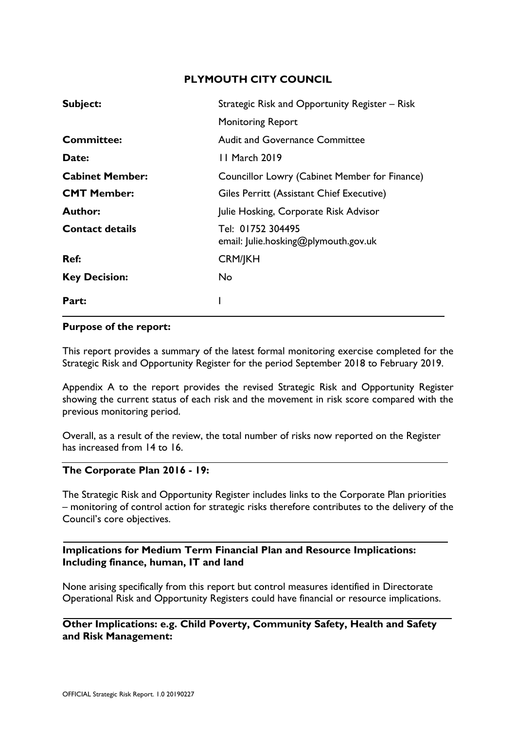# PLYMOUTH CITY COUNCIL

| | |
|---|---|
| **Subject:** | Strategic Risk and Opportunity Register – Risk Monitoring Report |
| **Committee:** | Audit and Governance Committee |
| **Date:** | 11 March 2019 |
| **Cabinet Member:** | Councillor Lowry (Cabinet Member for Finance) |
| **CMT Member:** | Giles Perritt (Assistant Chief Executive) |
| **Author:** | Julie Hosking, Corporate Risk Advisor |
| **Contact details** | Tel: 01752 304495<br>email: Julie.hosking@plymouth.gov.uk |
| **Ref:** | CRM/JKH |
| **Key Decision:** | No |
| **Part:** | I |

**Purpose of the report:**

This report provides a summary of the latest formal monitoring exercise completed for the Strategic Risk and Opportunity Register for the period September 2018 to February 2019.

Appendix A to the report provides the revised Strategic Risk and Opportunity Register showing the current status of each risk and the movement in risk score compared with the previous monitoring period.

Overall, as a result of the review, the total number of risks now reported on the Register has increased from 14 to 16.

**The Corporate Plan 2016 - 19:**

The Strategic Risk and Opportunity Register includes links to the Corporate Plan priorities – monitoring of control action for strategic risks therefore contributes to the delivery of the Council's core objectives.

**Implications for Medium Term Financial Plan and Resource Implications: Including finance, human, IT and land**

None arising specifically from this report but control measures identified in Directorate Operational Risk and Opportunity Registers could have financial or resource implications.

**Other Implications: e.g. Child Poverty, Community Safety, Health and Safety and Risk Management:**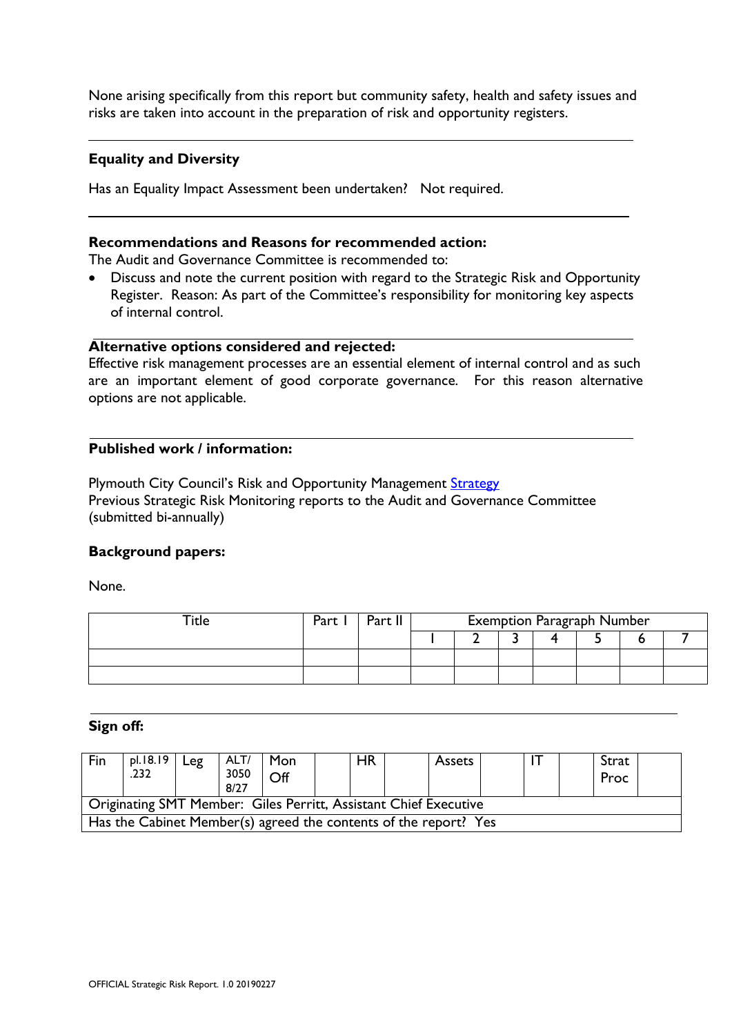None arising specifically from this report but community safety, health and safety issues and risks are taken into account in the preparation of risk and opportunity registers.

**Equality and Diversity**

Has an Equality Impact Assessment been undertaken? Not required.

**Recommendations and Reasons for recommended action:**

The Audit and Governance Committee is recommended to:

- Discuss and note the current position with regard to the Strategic Risk and Opportunity Register. Reason: As part of the Committee's responsibility for monitoring key aspects of internal control.

**Alternative options considered and rejected:**

Effective risk management processes are an essential element of internal control and as such are an important element of good corporate governance. For this reason alternative options are not applicable.

**Published work / information:**

Plymouth City Council's Risk and Opportunity Management Strategy
Previous Strategic Risk Monitoring reports to the Audit and Governance Committee (submitted bi-annually)

**Background papers:**

None.

| Title | Part I | Part II | Exemption Paragraph Number | | | | | | |
|---|---|---|---|---|---|---|---|---|---|
| | | | 1 | 2 | 3 | 4 | 5 | 6 | 7 |
| | | | | | | | | | |
| | | | | | | | | | |

**Sign off:**

| Fin | pl.18.19.232 | Leg | ALT/30508/27 | Mon Off | | HR | | Assets | | IT | | Strat Proc | |
|---|---|---|---|---|---|---|---|---|---|---|---|---|---|
| Originating SMT Member: Giles Perritt, Assistant Chief Executive | | | | | | | | | | | | | |
| Has the Cabinet Member(s) agreed the contents of the report? Yes | | | | | | | | | | | | | |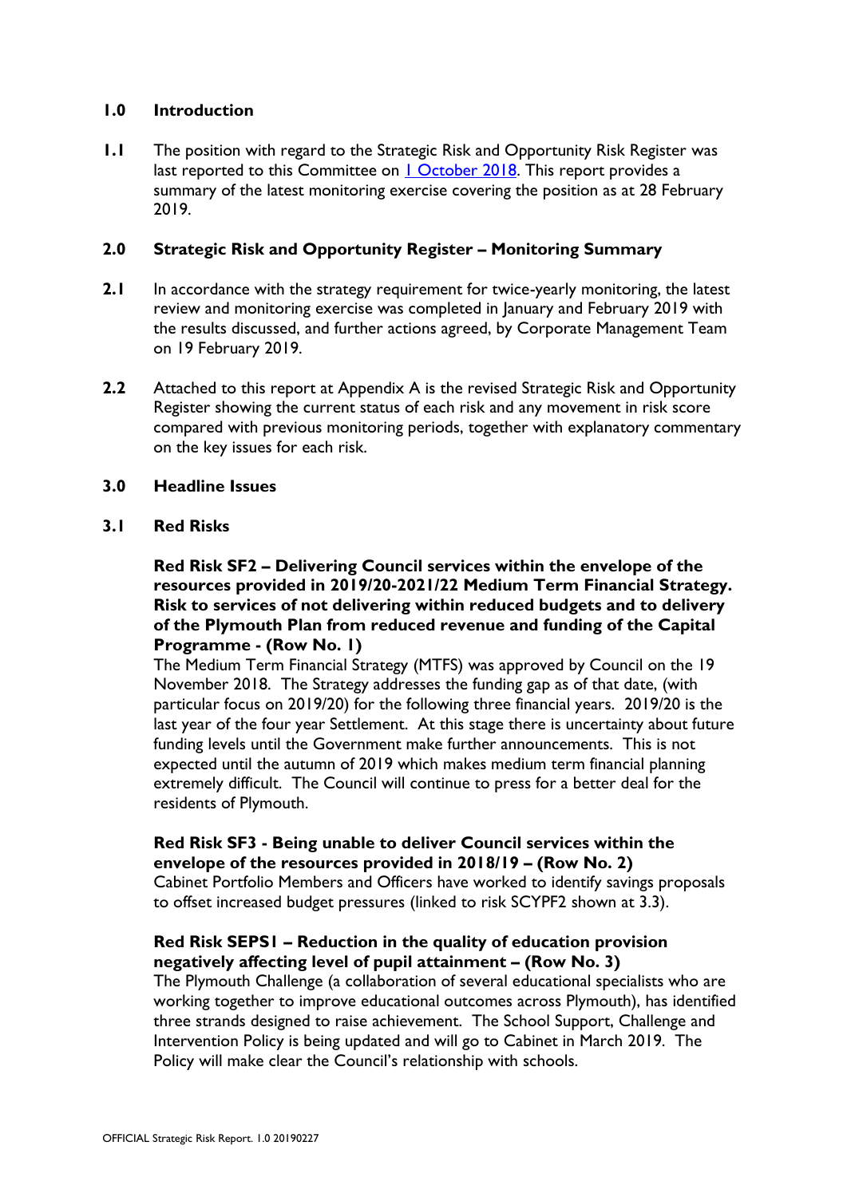## 1.0 Introduction

**1.1** The position with regard to the Strategic Risk and Opportunity Risk Register was last reported to this Committee on [1 October 2018](). This report provides a summary of the latest monitoring exercise covering the position as at 28 February 2019.

## 2.0 Strategic Risk and Opportunity Register – Monitoring Summary

**2.1** In accordance with the strategy requirement for twice-yearly monitoring, the latest review and monitoring exercise was completed in January and February 2019 with the results discussed, and further actions agreed, by Corporate Management Team on 19 February 2019.

**2.2** Attached to this report at Appendix A is the revised Strategic Risk and Opportunity Register showing the current status of each risk and any movement in risk score compared with previous monitoring periods, together with explanatory commentary on the key issues for each risk.

## 3.0 Headline Issues

### 3.1 Red Risks

**Red Risk SF2 – Delivering Council services within the envelope of the resources provided in 2019/20-2021/22 Medium Term Financial Strategy. Risk to services of not delivering within reduced budgets and to delivery of the Plymouth Plan from reduced revenue and funding of the Capital Programme - (Row No. 1)**

The Medium Term Financial Strategy (MTFS) was approved by Council on the 19 November 2018. The Strategy addresses the funding gap as of that date, (with particular focus on 2019/20) for the following three financial years. 2019/20 is the last year of the four year Settlement. At this stage there is uncertainty about future funding levels until the Government make further announcements. This is not expected until the autumn of 2019 which makes medium term financial planning extremely difficult. The Council will continue to press for a better deal for the residents of Plymouth.

**Red Risk SF3 - Being unable to deliver Council services within the envelope of the resources provided in 2018/19 – (Row No. 2)**

Cabinet Portfolio Members and Officers have worked to identify savings proposals to offset increased budget pressures (linked to risk SCYPF2 shown at 3.3).

**Red Risk SEPS1 – Reduction in the quality of education provision negatively affecting level of pupil attainment – (Row No. 3)**

The Plymouth Challenge (a collaboration of several educational specialists who are working together to improve educational outcomes across Plymouth), has identified three strands designed to raise achievement. The School Support, Challenge and Intervention Policy is being updated and will go to Cabinet in March 2019. The Policy will make clear the Council's relationship with schools.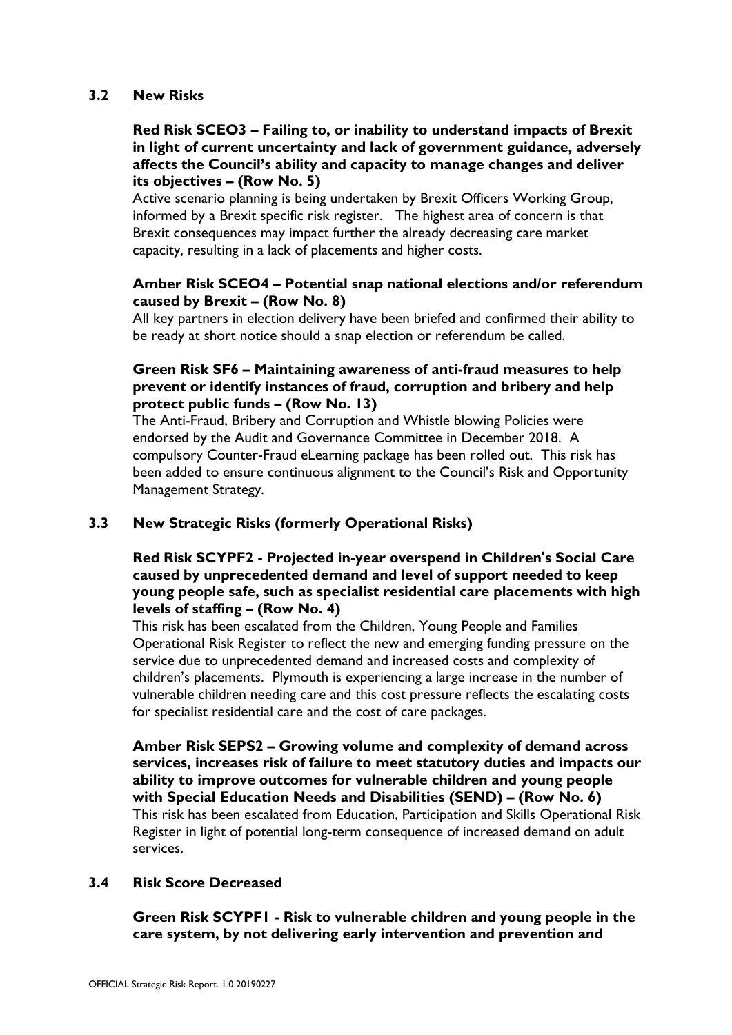## 3.2 New Risks

**Red Risk SCEO3 – Failing to, or inability to understand impacts of Brexit in light of current uncertainty and lack of government guidance, adversely affects the Council's ability and capacity to manage changes and deliver its objectives – (Row No. 5)**

Active scenario planning is being undertaken by Brexit Officers Working Group, informed by a Brexit specific risk register. The highest area of concern is that Brexit consequences may impact further the already decreasing care market capacity, resulting in a lack of placements and higher costs.

**Amber Risk SCEO4 – Potential snap national elections and/or referendum caused by Brexit – (Row No. 8)**

All key partners in election delivery have been briefed and confirmed their ability to be ready at short notice should a snap election or referendum be called.

**Green Risk SF6 – Maintaining awareness of anti-fraud measures to help prevent or identify instances of fraud, corruption and bribery and help protect public funds – (Row No. 13)**

The Anti-Fraud, Bribery and Corruption and Whistle blowing Policies were endorsed by the Audit and Governance Committee in December 2018. A compulsory Counter-Fraud eLearning package has been rolled out. This risk has been added to ensure continuous alignment to the Council's Risk and Opportunity Management Strategy.

## 3.3 New Strategic Risks (formerly Operational Risks)

**Red Risk SCYPF2 - Projected in-year overspend in Children's Social Care caused by unprecedented demand and level of support needed to keep young people safe, such as specialist residential care placements with high levels of staffing – (Row No. 4)**

This risk has been escalated from the Children, Young People and Families Operational Risk Register to reflect the new and emerging funding pressure on the service due to unprecedented demand and increased costs and complexity of children's placements. Plymouth is experiencing a large increase in the number of vulnerable children needing care and this cost pressure reflects the escalating costs for specialist residential care and the cost of care packages.

**Amber Risk SEPS2 – Growing volume and complexity of demand across services, increases risk of failure to meet statutory duties and impacts our ability to improve outcomes for vulnerable children and young people with Special Education Needs and Disabilities (SEND) – (Row No. 6)**

This risk has been escalated from Education, Participation and Skills Operational Risk Register in light of potential long-term consequence of increased demand on adult services.

## 3.4 Risk Score Decreased

**Green Risk SCYPF1 - Risk to vulnerable children and young people in the care system, by not delivering early intervention and prevention and**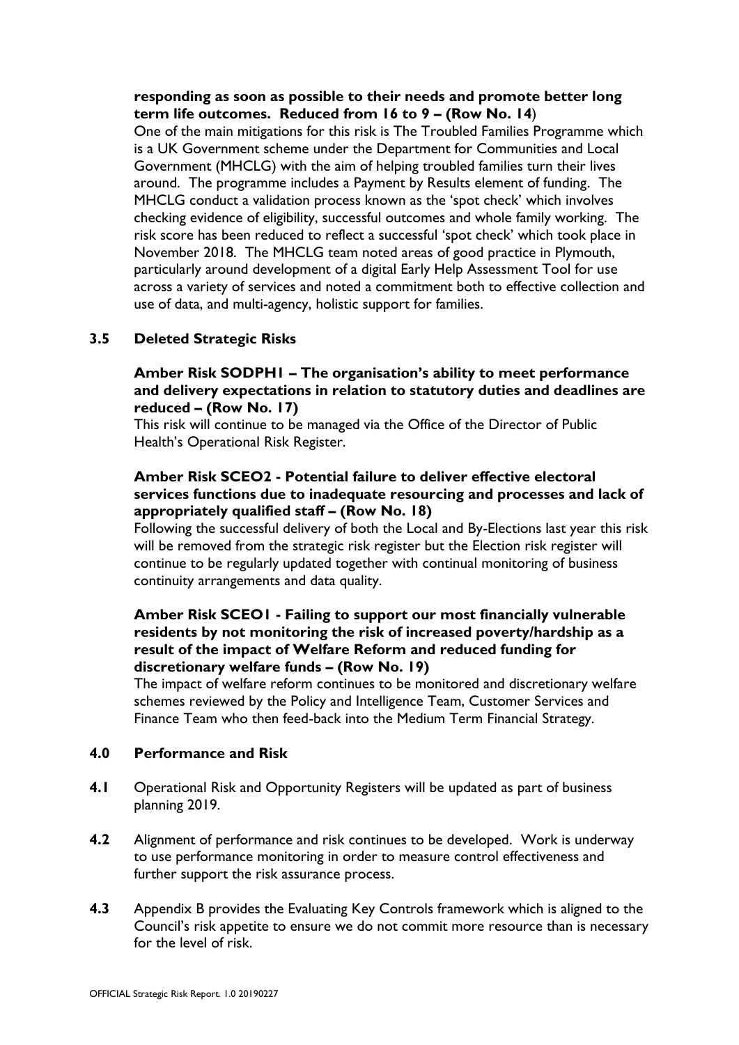**responding as soon as possible to their needs and promote better long term life outcomes. Reduced from 16 to 9 – (Row No. 14**)

One of the main mitigations for this risk is The Troubled Families Programme which is a UK Government scheme under the Department for Communities and Local Government (MHCLG) with the aim of helping troubled families turn their lives around. The programme includes a Payment by Results element of funding. The MHCLG conduct a validation process known as the 'spot check' which involves checking evidence of eligibility, successful outcomes and whole family working. The risk score has been reduced to reflect a successful 'spot check' which took place in November 2018. The MHCLG team noted areas of good practice in Plymouth, particularly around development of a digital Early Help Assessment Tool for use across a variety of services and noted a commitment both to effective collection and use of data, and multi-agency, holistic support for families.

### 3.5 Deleted Strategic Risks

**Amber Risk SODPH1 – The organisation's ability to meet performance and delivery expectations in relation to statutory duties and deadlines are reduced – (Row No. 17)**

This risk will continue to be managed via the Office of the Director of Public Health's Operational Risk Register.

**Amber Risk SCEO2 - Potential failure to deliver effective electoral services functions due to inadequate resourcing and processes and lack of appropriately qualified staff – (Row No. 18)**

Following the successful delivery of both the Local and By-Elections last year this risk will be removed from the strategic risk register but the Election risk register will continue to be regularly updated together with continual monitoring of business continuity arrangements and data quality.

**Amber Risk SCEO1 - Failing to support our most financially vulnerable residents by not monitoring the risk of increased poverty/hardship as a result of the impact of Welfare Reform and reduced funding for discretionary welfare funds – (Row No. 19)**

The impact of welfare reform continues to be monitored and discretionary welfare schemes reviewed by the Policy and Intelligence Team, Customer Services and Finance Team who then feed-back into the Medium Term Financial Strategy.

## 4.0 Performance and Risk

**4.1** Operational Risk and Opportunity Registers will be updated as part of business planning 2019.

**4.2** Alignment of performance and risk continues to be developed. Work is underway to use performance monitoring in order to measure control effectiveness and further support the risk assurance process.

**4.3** Appendix B provides the Evaluating Key Controls framework which is aligned to the Council's risk appetite to ensure we do not commit more resource than is necessary for the level of risk.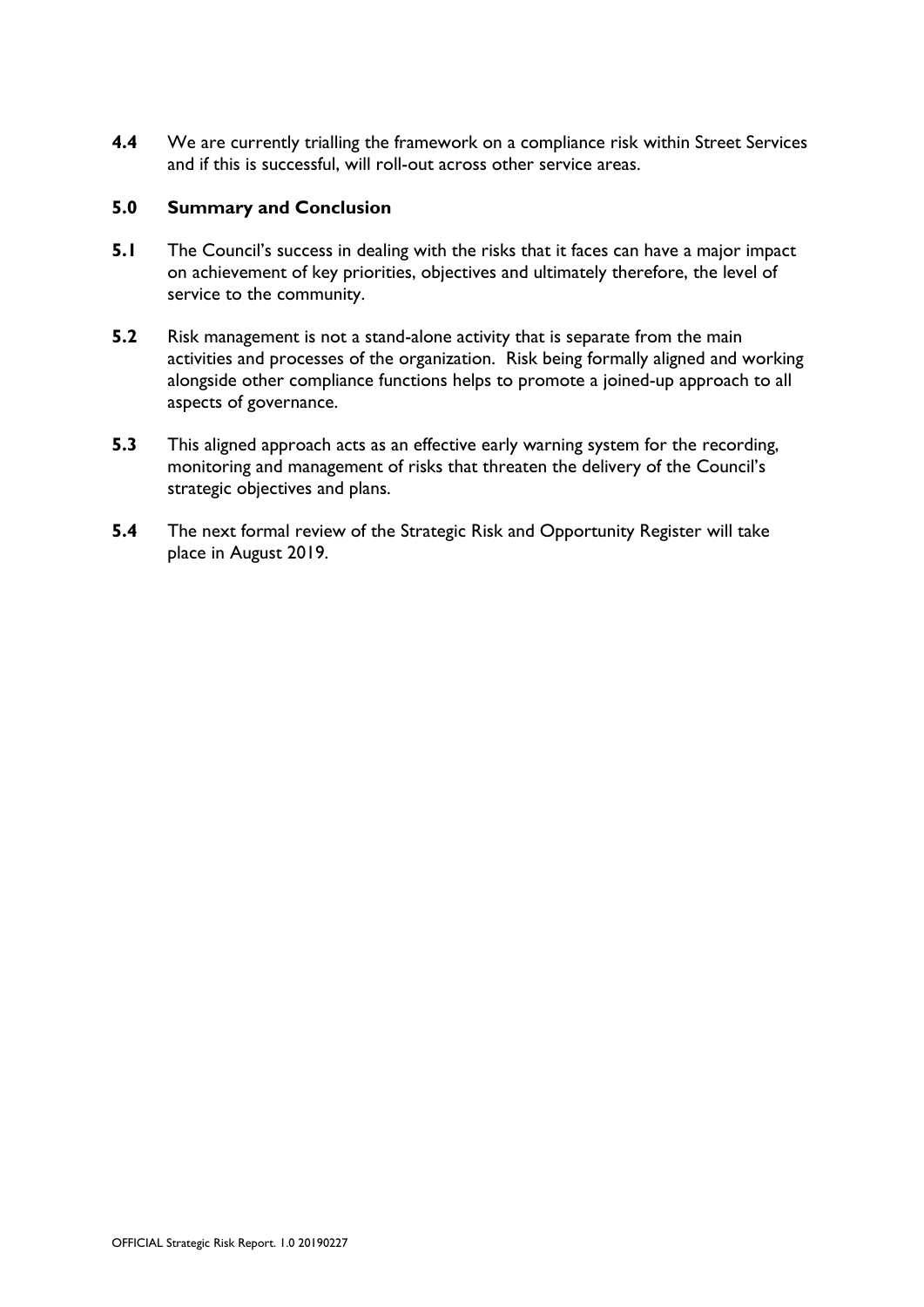**4.4** We are currently trialling the framework on a compliance risk within Street Services and if this is successful, will roll-out across other service areas.

## 5.0 Summary and Conclusion

**5.1** The Council's success in dealing with the risks that it faces can have a major impact on achievement of key priorities, objectives and ultimately therefore, the level of service to the community.

**5.2** Risk management is not a stand-alone activity that is separate from the main activities and processes of the organization. Risk being formally aligned and working alongside other compliance functions helps to promote a joined-up approach to all aspects of governance.

**5.3** This aligned approach acts as an effective early warning system for the recording, monitoring and management of risks that threaten the delivery of the Council's strategic objectives and plans.

**5.4** The next formal review of the Strategic Risk and Opportunity Register will take place in August 2019.